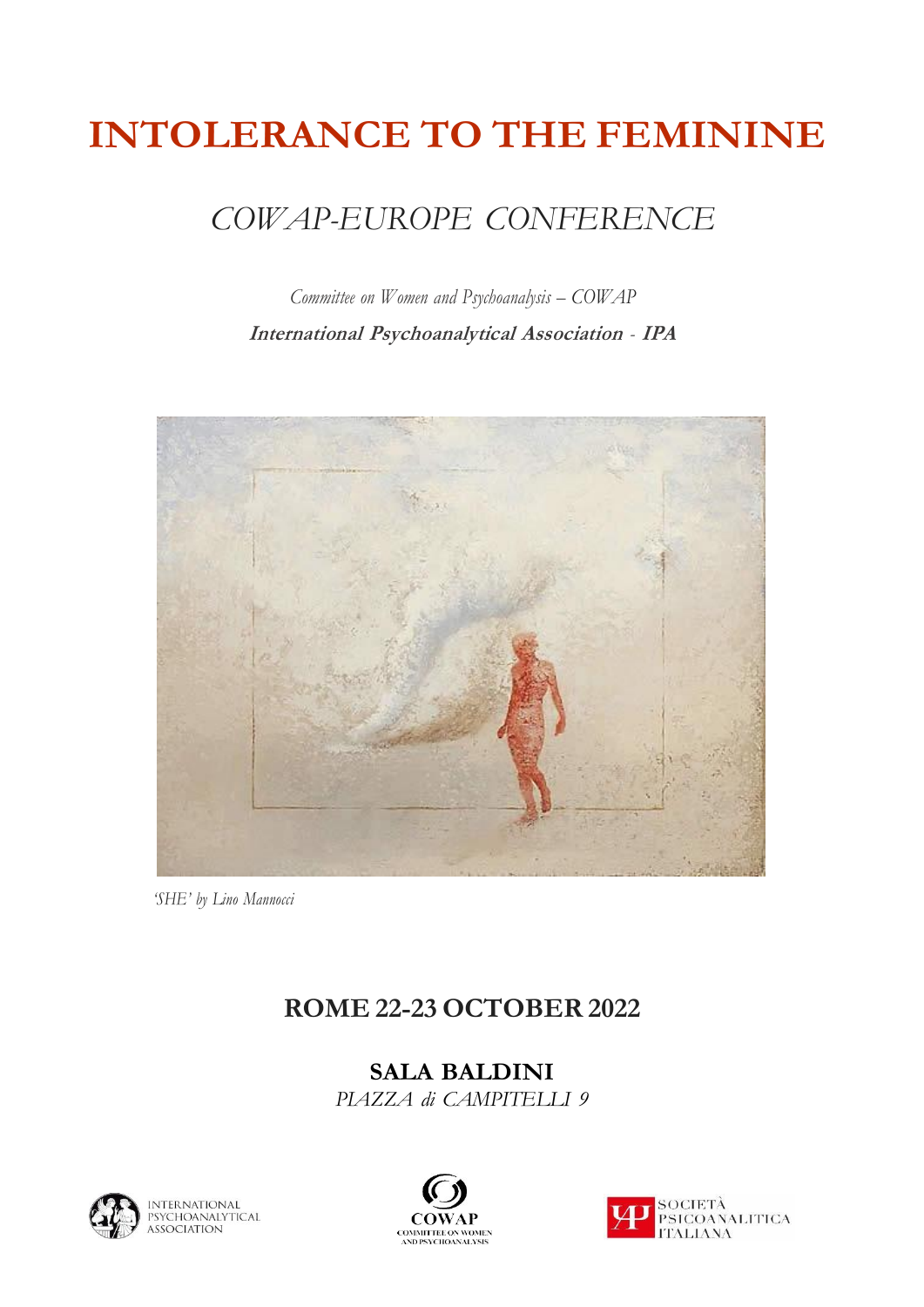# INTOLERANCE TO THE FEMININE

## *COWAP-EUROPE CONFERENCE*

*Committee on Women and Psychoanalysis – COWAP*

***International Psychoanalytical Association - IPA***

*'SHE' by Lino Mannocci*

## ROME 22-23 OCTOBER 2022

**SALA BALDINI**

*PIAZZA di CAMPITELLI 9*

INTERNATIONAL PSYCHOANALYTICAL ASSOCIATION

COWAP COMMITTEE ON WOMEN AND PSYCHOANALYSIS

SOCIETÀ PSICOANALITICA ITALIANA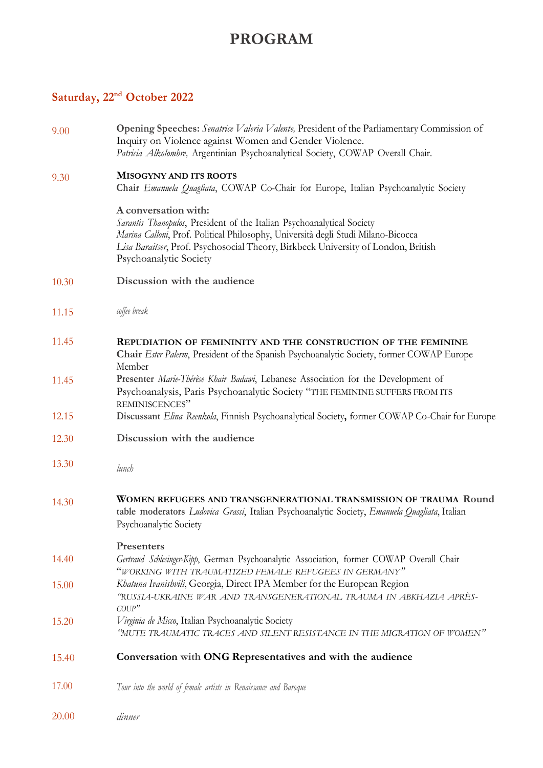# PROGRAM

## Saturday, 22nd October 2022

9.00 **Opening Speeches:** *Senatrice Valeria Valente,* President of the Parliamentary Commission of Inquiry on Violence against Women and Gender Violence.
*Patricia Alkolombre,* Argentinian Psychoanalytical Society, COWAP Overall Chair.

9.30 **MISOGYNY AND ITS ROOTS**
**Chair** *Emanuela Quagliata*, COWAP Co-Chair for Europe, Italian Psychoanalytic Society

**A conversation with:**
*Sarantis Thanopulos*, President of the Italian Psychoanalytical Society
*Marina Calloni*, Prof. Political Philosophy, Università degli Studi Milano-Bicocca
*Lisa Baraitser*, Prof. Psychosocial Theory, Birkbeck University of London, British Psychoanalytic Society

10.30 **Discussion with the audience**

11.15 *coffee break*

11.45 **REPUDIATION OF FEMININITY AND THE CONSTRUCTION OF THE FEMININE**
**Chair** *Ester Palerm*, President of the Spanish Psychoanalytic Society, former COWAP Europe Member

11.45 **Presenter** *Marie-Thérèse Khair Badawi*, Lebanese Association for the Development of Psychoanalysis, Paris Psychoanalytic Society "THE FEMININE SUFFERS FROM ITS REMINISCENCES"

12.15 **Discussant** *Elina Reenkola*, Finnish Psychoanalytical Society**,** former COWAP Co-Chair for Europe

12.30 **Discussion with the audience**

13.30 *lunch*

14.30 **WOMEN REFUGEES AND TRANSGENERATIONAL TRANSMISSION OF TRAUMA Round table moderators** *Ludovica Grassi*, Italian Psychoanalytic Society, *Emanuela Quagliata*, Italian Psychoanalytic Society

**Presenters**

14.40 *Gertraud Schlesinger-Kipp*, German Psychoanalytic Association, former COWAP Overall Chair "*WORKING WITH TRAUMATIZED FEMALE REFUGEES IN GERMANY*"

15.00 *Khatuna Ivanishvili*, Georgia, Direct IPA Member for the European Region
*"RUSSIA-UKRAINE WAR AND TRANSGENERATIONAL TRAUMA IN ABKHAZIA APRÈS-COUP"*

15.20 *Virginia de Micco*, Italian Psychoanalytic Society
*"MUTE TRAUMATIC TRACES AND SILENT RESISTANCE IN THE MIGRATION OF WOMEN"*

15.40 **Conversation with ONG Representatives and with the audience**

17.00 *Tour into the world of female artists in Renaissance and Baroque*

20.00 *dinner*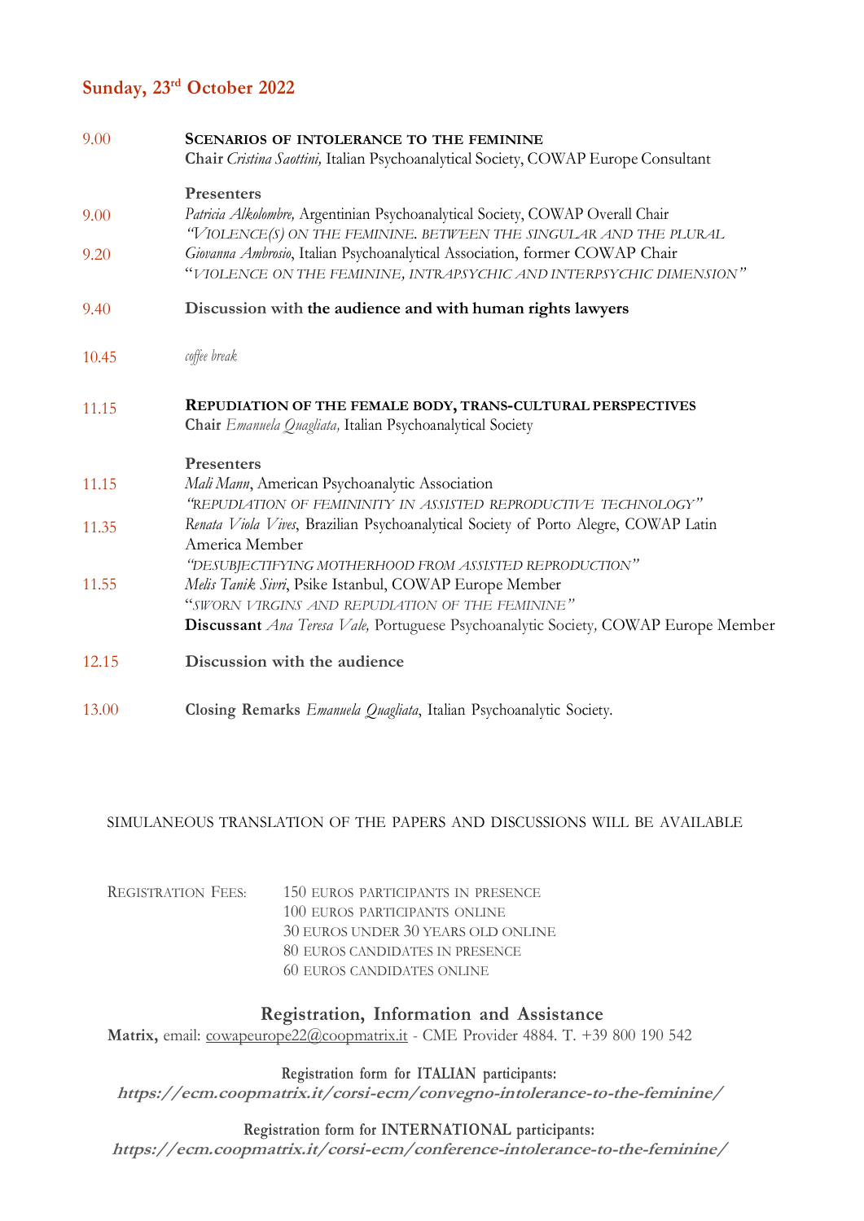## Sunday, 23rd October 2022

9.00 **SCENARIOS OF INTOLERANCE TO THE FEMININE**
**Chair** *Cristina Saottini,* Italian Psychoanalytical Society, COWAP Europe Consultant

**Presenters**

9.00 *Patricia Alkolombre,* Argentinian Psychoanalytical Society, COWAP Overall Chair
*"VIOLENCE(S) ON THE FEMININE. BETWEEN THE SINGULAR AND THE PLURAL*

9.20 *Giovanna Ambrosio*, Italian Psychoanalytical Association, former COWAP Chair
"*VIOLENCE ON THE FEMININE, INTRAPSYCHIC AND INTERPSYCHIC DIMENSION"*

9.40 **Discussion with the audience and with human rights lawyers**

10.45 *coffee break*

11.15 **REPUDIATION OF THE FEMALE BODY, TRANS-CULTURAL PERSPECTIVES**
**Chair** *Emanuela Quagliata,* Italian Psychoanalytical Society

**Presenters**

11.15 *Mali Mann*, American Psychoanalytic Association
*"REPUDIATION OF FEMININITY IN ASSISTED REPRODUCTIVE TECHNOLOGY"*

11.35 *Renata Viola Vives*, Brazilian Psychoanalytical Society of Porto Alegre, COWAP Latin America Member
*"DESUBJECTIFYING MOTHERHOOD FROM ASSISTED REPRODUCTION"*

11.55 *Melis Tanik Sivri*, Psike Istanbul, COWAP Europe Member
"*SWORN VIRGINS AND REPUDIATION OF THE FEMININE"*
**Discussant** *Ana Teresa Vale,* Portuguese Psychoanalytic Society*,* COWAP Europe Member

12.15 **Discussion with the audience**

13.00 **Closing Remarks** *Emanuela Quagliata*, Italian Psychoanalytic Society.

SIMULANEOUS TRANSLATION OF THE PAPERS AND DISCUSSIONS WILL BE AVAILABLE

REGISTRATION FEES:
- 150 EUROS PARTICIPANTS IN PRESENCE
- 100 EUROS PARTICIPANTS ONLINE
- 30 EUROS UNDER 30 YEARS OLD ONLINE
- 80 EUROS CANDIDATES IN PRESENCE
- 60 EUROS CANDIDATES ONLINE

### Registration, Information and Assistance

**Matrix,** email: cowapeurope22@coopmatrix.it - CME Provider 4884. T. +39 800 190 542

Registration form for ITALIAN participants:
**https://ecm.coopmatrix.it/corsi-ecm/convegno-intolerance-to-the-feminine/**

Registration form for INTERNATIONAL participants:
**https://ecm.coopmatrix.it/corsi-ecm/conference-intolerance-to-the-feminine/**